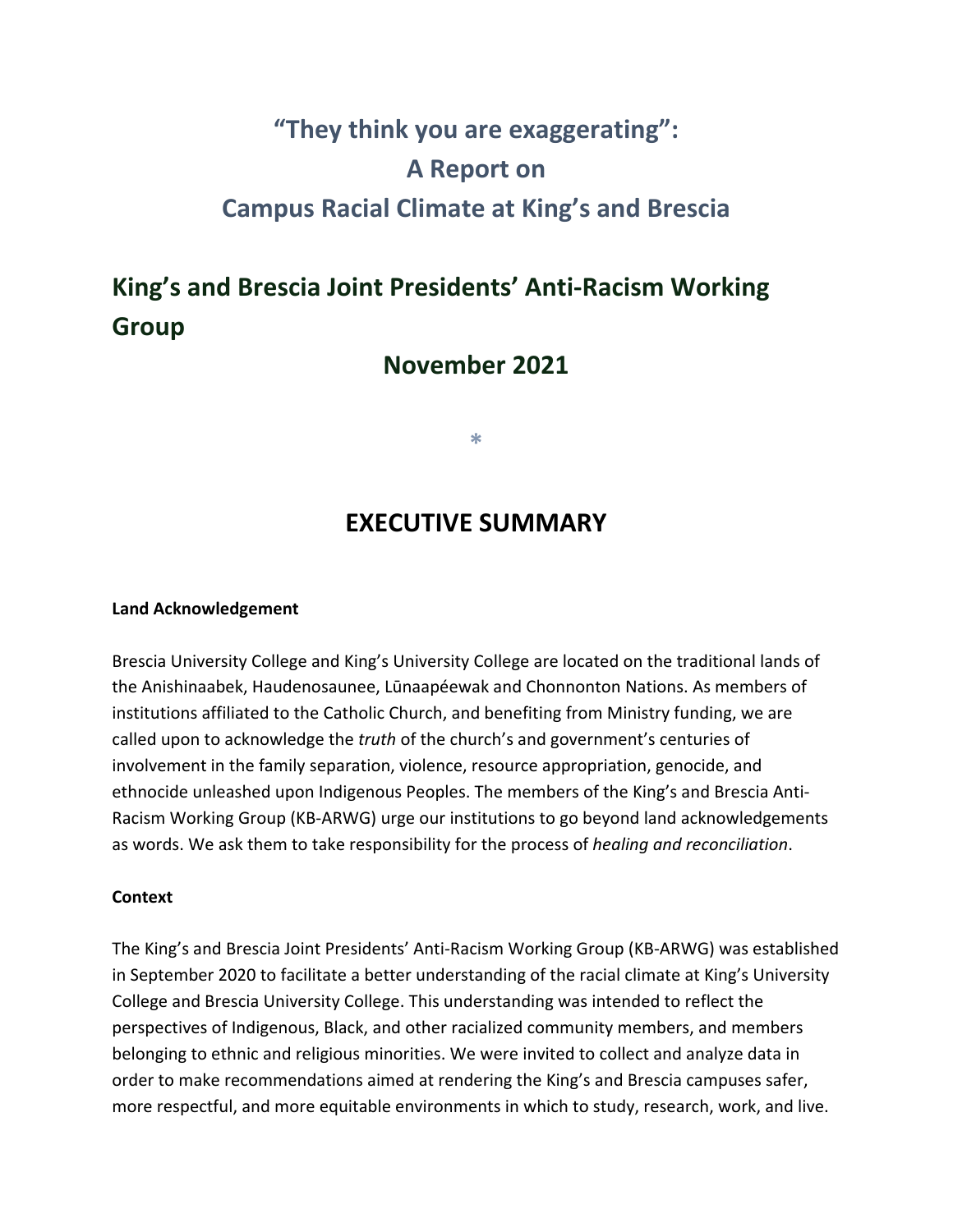# "They think you are exaggerating": A Report on Campus Racial Climate at King's and Brescia

## King's and Brescia Joint Presidents' Anti-Racism Working Group

## November 2021

*

## EXECUTIVE SUMMARY

**Land Acknowledgement**

Brescia University College and King's University College are located on the traditional lands of the Anishinaabek, Haudenosaunee, Lūnaapéewak and Chonnonton Nations. As members of institutions affiliated to the Catholic Church, and benefiting from Ministry funding, we are called upon to acknowledge the *truth* of the church's and government's centuries of involvement in the family separation, violence, resource appropriation, genocide, and ethnocide unleashed upon Indigenous Peoples. The members of the King's and Brescia Anti-Racism Working Group (KB-ARWG) urge our institutions to go beyond land acknowledgements as words. We ask them to take responsibility for the process of *healing and reconciliation*.

**Context**

The King's and Brescia Joint Presidents' Anti-Racism Working Group (KB-ARWG) was established in September 2020 to facilitate a better understanding of the racial climate at King's University College and Brescia University College. This understanding was intended to reflect the perspectives of Indigenous, Black, and other racialized community members, and members belonging to ethnic and religious minorities. We were invited to collect and analyze data in order to make recommendations aimed at rendering the King's and Brescia campuses safer, more respectful, and more equitable environments in which to study, research, work, and live.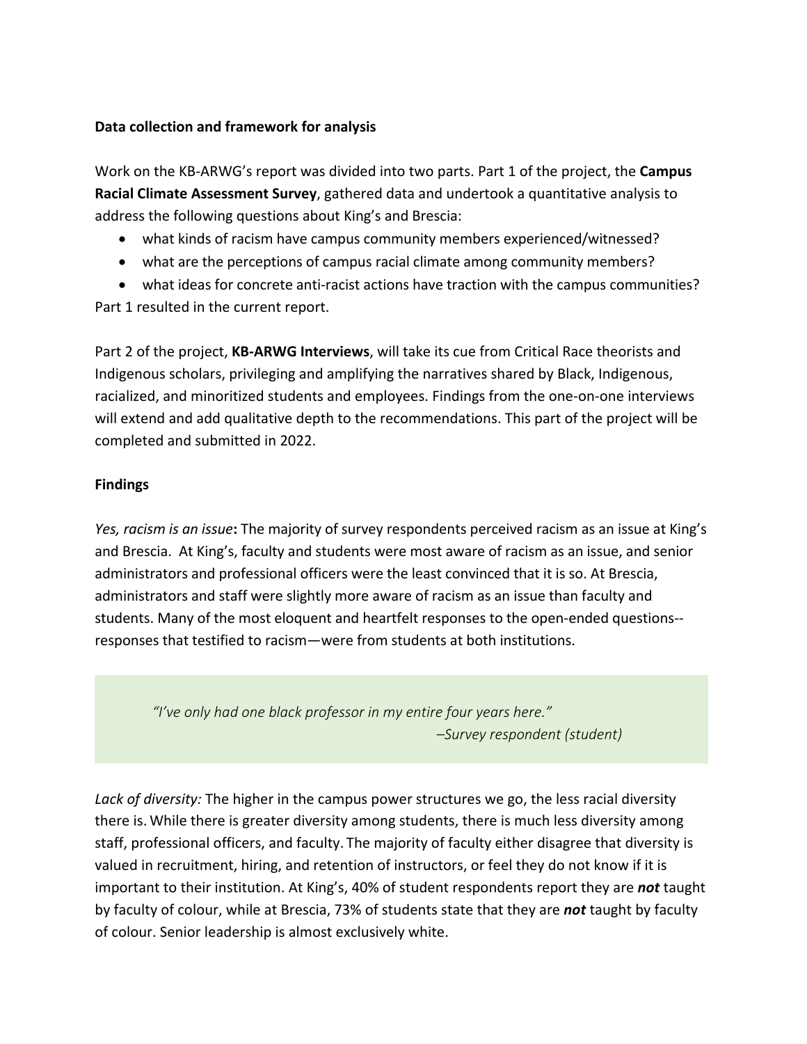**Data collection and framework for analysis**

Work on the KB-ARWG's report was divided into two parts. Part 1 of the project, the **Campus Racial Climate Assessment Survey**, gathered data and undertook a quantitative analysis to address the following questions about King's and Brescia:

- what kinds of racism have campus community members experienced/witnessed?
- what are the perceptions of campus racial climate among community members?
- what ideas for concrete anti-racist actions have traction with the campus communities?

Part 1 resulted in the current report.

Part 2 of the project, **KB-ARWG Interviews**, will take its cue from Critical Race theorists and Indigenous scholars, privileging and amplifying the narratives shared by Black, Indigenous, racialized, and minoritized students and employees. Findings from the one-on-one interviews will extend and add qualitative depth to the recommendations. This part of the project will be completed and submitted in 2022.

**Findings**

*Yes, racism is an issue***:** The majority of survey respondents perceived racism as an issue at King's and Brescia. At King's, faculty and students were most aware of racism as an issue, and senior administrators and professional officers were the least convinced that it is so. At Brescia, administrators and staff were slightly more aware of racism as an issue than faculty and students. Many of the most eloquent and heartfelt responses to the open-ended questions--responses that testified to racism—were from students at both institutions.

> *"I've only had one black professor in my entire four years here."*
>
> *–Survey respondent (student)*

*Lack of diversity:* The higher in the campus power structures we go, the less racial diversity there is. While there is greater diversity among students, there is much less diversity among staff, professional officers, and faculty. The majority of faculty either disagree that diversity is valued in recruitment, hiring, and retention of instructors, or feel they do not know if it is important to their institution. At King's, 40% of student respondents report they are ***not*** taught by faculty of colour, while at Brescia, 73% of students state that they are ***not*** taught by faculty of colour. Senior leadership is almost exclusively white.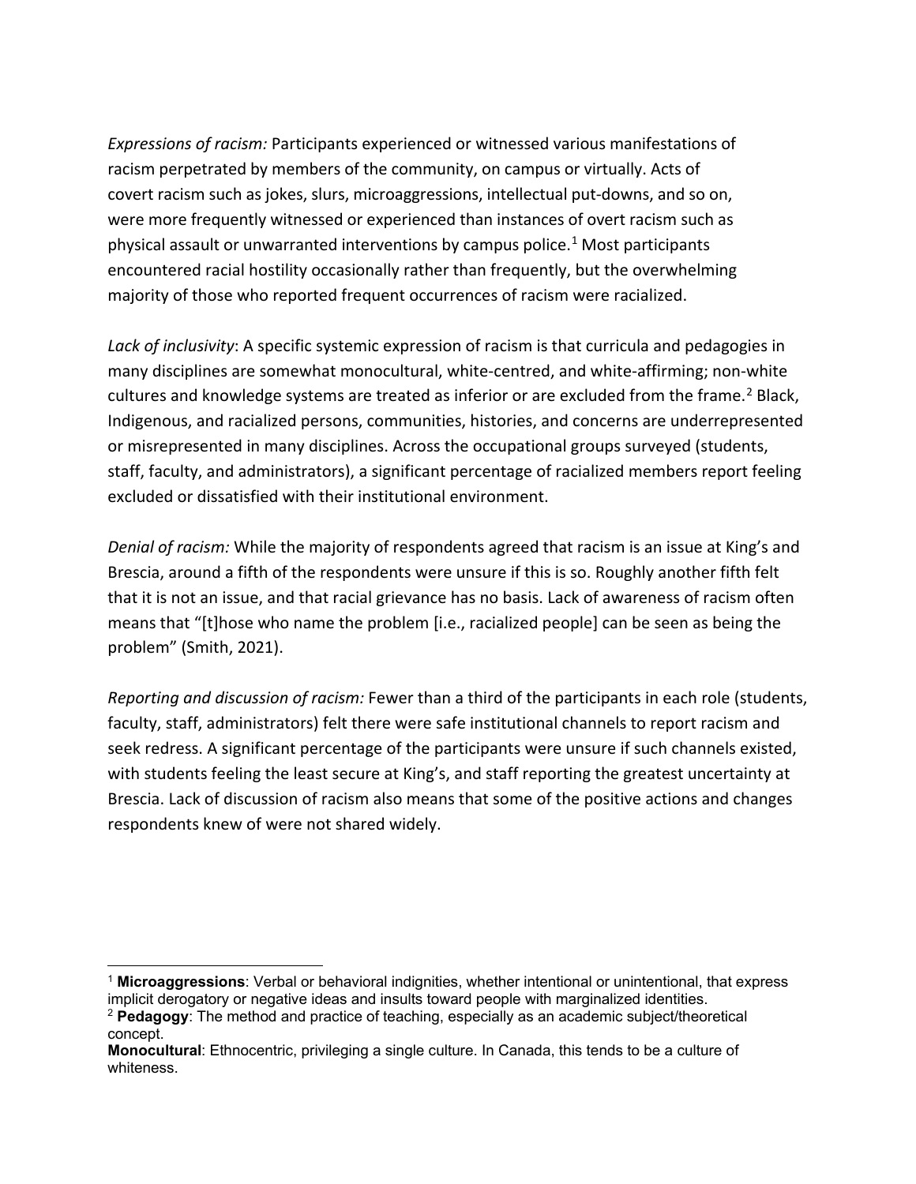*Expressions of racism:* Participants experienced or witnessed various manifestations of racism perpetrated by members of the community, on campus or virtually. Acts of covert racism such as jokes, slurs, microaggressions, intellectual put-downs, and so on, were more frequently witnessed or experienced than instances of overt racism such as physical assault or unwarranted interventions by campus police.[1] Most participants encountered racial hostility occasionally rather than frequently, but the overwhelming majority of those who reported frequent occurrences of racism were racialized.

*Lack of inclusivity*: A specific systemic expression of racism is that curricula and pedagogies in many disciplines are somewhat monocultural, white-centred, and white-affirming; non-white cultures and knowledge systems are treated as inferior or are excluded from the frame.[2] Black, Indigenous, and racialized persons, communities, histories, and concerns are underrepresented or misrepresented in many disciplines. Across the occupational groups surveyed (students, staff, faculty, and administrators), a significant percentage of racialized members report feeling excluded or dissatisfied with their institutional environment.

*Denial of racism:* While the majority of respondents agreed that racism is an issue at King's and Brescia, around a fifth of the respondents were unsure if this is so. Roughly another fifth felt that it is not an issue, and that racial grievance has no basis. Lack of awareness of racism often means that "[t]hose who name the problem [i.e., racialized people] can be seen as being the problem" (Smith, 2021).

*Reporting and discussion of racism:* Fewer than a third of the participants in each role (students, faculty, staff, administrators) felt there were safe institutional channels to report racism and seek redress. A significant percentage of the participants were unsure if such channels existed, with students feeling the least secure at King's, and staff reporting the greatest uncertainty at Brescia. Lack of discussion of racism also means that some of the positive actions and changes respondents knew of were not shared widely.

---

[1] **Microaggressions**: Verbal or behavioral indignities, whether intentional or unintentional, that express implicit derogatory or negative ideas and insults toward people with marginalized identities.

[2] **Pedagogy**: The method and practice of teaching, especially as an academic subject/theoretical concept.

**Monocultural**: Ethnocentric, privileging a single culture. In Canada, this tends to be a culture of whiteness.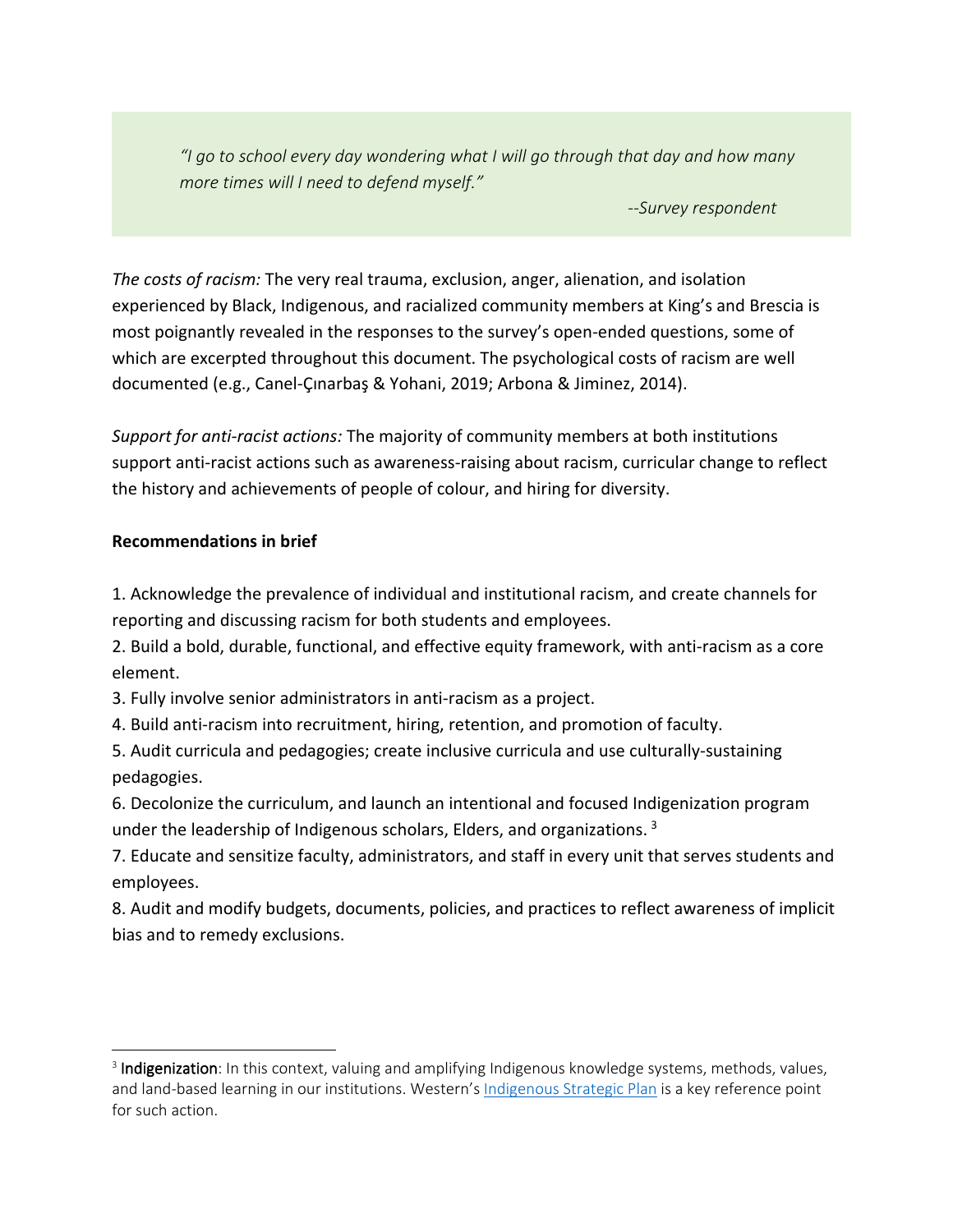> *"I go to school every day wondering what I will go through that day and how many more times will I need to defend myself."*
>
> *--Survey respondent*

*The costs of racism:* The very real trauma, exclusion, anger, alienation, and isolation experienced by Black, Indigenous, and racialized community members at King's and Brescia is most poignantly revealed in the responses to the survey's open-ended questions, some of which are excerpted throughout this document. The psychological costs of racism are well documented (e.g., Canel-Çınarbaş & Yohani, 2019; Arbona & Jiminez, 2014).

*Support for anti-racist actions:* The majority of community members at both institutions support anti-racist actions such as awareness-raising about racism, curricular change to reflect the history and achievements of people of colour, and hiring for diversity.

**Recommendations in brief**

1. Acknowledge the prevalence of individual and institutional racism, and create channels for reporting and discussing racism for both students and employees.
2. Build a bold, durable, functional, and effective equity framework, with anti-racism as a core element.
3. Fully involve senior administrators in anti-racism as a project.
4. Build anti-racism into recruitment, hiring, retention, and promotion of faculty.
5. Audit curricula and pedagogies; create inclusive curricula and use culturally-sustaining pedagogies.
6. Decolonize the curriculum, and launch an intentional and focused Indigenization program under the leadership of Indigenous scholars, Elders, and organizations. [3]
7. Educate and sensitize faculty, administrators, and staff in every unit that serves students and employees.
8. Audit and modify budgets, documents, policies, and practices to reflect awareness of implicit bias and to remedy exclusions.

---

[3] **Indigenization**: In this context, valuing and amplifying Indigenous knowledge systems, methods, values, and land-based learning in our institutions. Western's Indigenous Strategic Plan is a key reference point for such action.